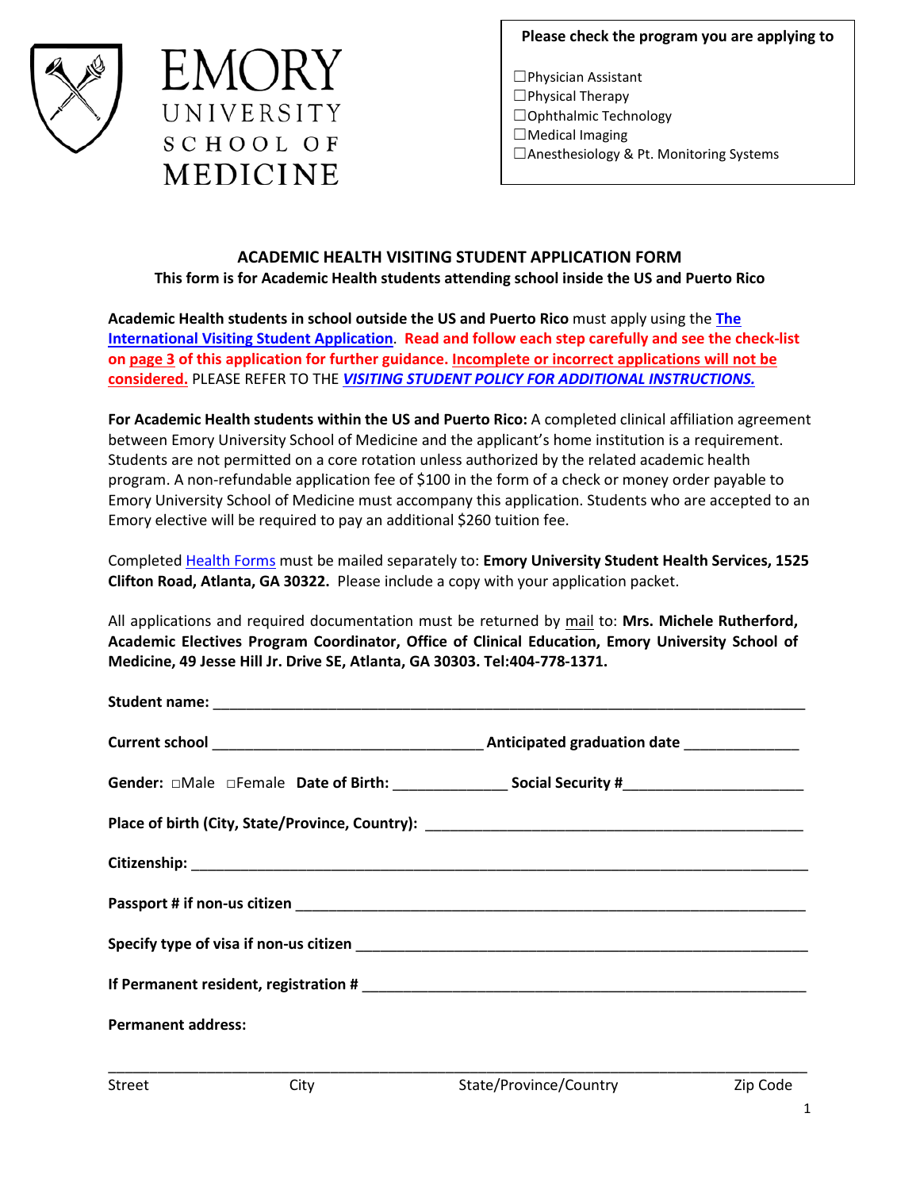EMORY UNIVERSITY SCHOOL OF MEDICINE

**Please check the program you are applying to**

☐Physician Assistant
☐Physical Therapy
☐Ophthalmic Technology
☐Medical Imaging
☐Anesthesiology & Pt. Monitoring Systems

## ACADEMIC HEALTH VISITING STUDENT APPLICATION FORM

**This form is for Academic Health students attending school inside the US and Puerto Rico**

**Academic Health students in school outside the US and Puerto Rico** must apply using the **The International Visiting Student Application**. **Read and follow each step carefully and see the check-list on page 3 of this application for further guidance. Incomplete or incorrect applications will not be considered.** PLEASE REFER TO THE ***VISITING STUDENT POLICY FOR ADDITIONAL INSTRUCTIONS.***

**For Academic Health students within the US and Puerto Rico:** A completed clinical affiliation agreement between Emory University School of Medicine and the applicant's home institution is a requirement. Students are not permitted on a core rotation unless authorized by the related academic health program. A non-refundable application fee of $100 in the form of a check or money order payable to Emory University School of Medicine must accompany this application. Students who are accepted to an Emory elective will be required to pay an additional $260 tuition fee.

Completed Health Forms must be mailed separately to: **Emory University Student Health Services, 1525 Clifton Road, Atlanta, GA 30322.** Please include a copy with your application packet.

All applications and required documentation must be returned by mail to: **Mrs. Michele Rutherford, Academic Electives Program Coordinator, Office of Clinical Education, Emory University School of Medicine, 49 Jesse Hill Jr. Drive SE, Atlanta, GA 30303. Tel:404-778-1371.**

**Student name:** ________________________________________________

**Current school** ______________________________ **Anticipated graduation date** ____________

**Gender:** □Male □Female **Date of Birth:** ____________ **Social Security #**____________________

**Place of birth (City, State/Province, Country):** ________________________________________

**Citizenship:** ________________________________________________

**Passport # if non-us citizen** ________________________________________________

**Specify type of visa if non-us citizen** ________________________________________________

**If Permanent resident, registration #** ________________________________________________

**Permanent address:**

________________________________________________________________________

Street City State/Province/Country Zip Code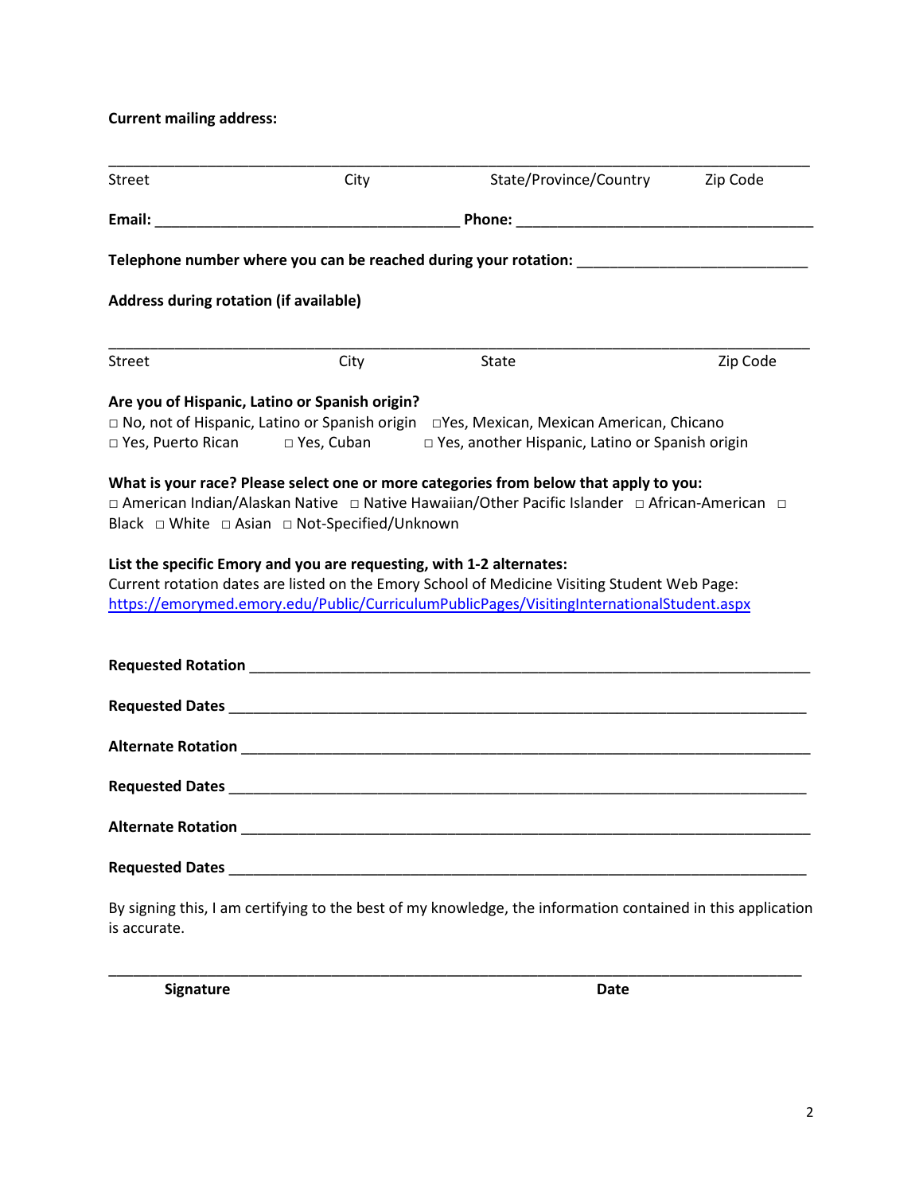**Current mailing address:**

_______________________________________________________________________________

Street City State/Province/Country Zip Code

**Email:** ___________________________________ **Phone:** __________________________________

**Telephone number where you can be reached during your rotation:** ___________________________

**Address during rotation (if available)**

_______________________________________________________________________________

Street City State Zip Code

**Are you of Hispanic, Latino or Spanish origin?**

□ No, not of Hispanic, Latino or Spanish origin □Yes, Mexican, Mexican American, Chicano
□ Yes, Puerto Rican □ Yes, Cuban □ Yes, another Hispanic, Latino or Spanish origin

**What is your race? Please select one or more categories from below that apply to you:**

□ American Indian/Alaskan Native □ Native Hawaiian/Other Pacific Islander □ African-American □ Black □ White □ Asian □ Not-Specified/Unknown

**List the specific Emory and you are requesting, with 1-2 alternates:**

Current rotation dates are listed on the Emory School of Medicine Visiting Student Web Page:
https://emorymed.emory.edu/Public/CurriculumPublicPages/VisitingInternationalStudent.aspx

**Requested Rotation** _________________________________________________________________

**Requested Dates** ___________________________________________________________________

**Alternate Rotation** _________________________________________________________________

**Requested Dates** ___________________________________________________________________

**Alternate Rotation** _________________________________________________________________

**Requested Dates** ___________________________________________________________________

By signing this, I am certifying to the best of my knowledge, the information contained in this application is accurate.

_______________________________________________________________________________

**Signature** **Date**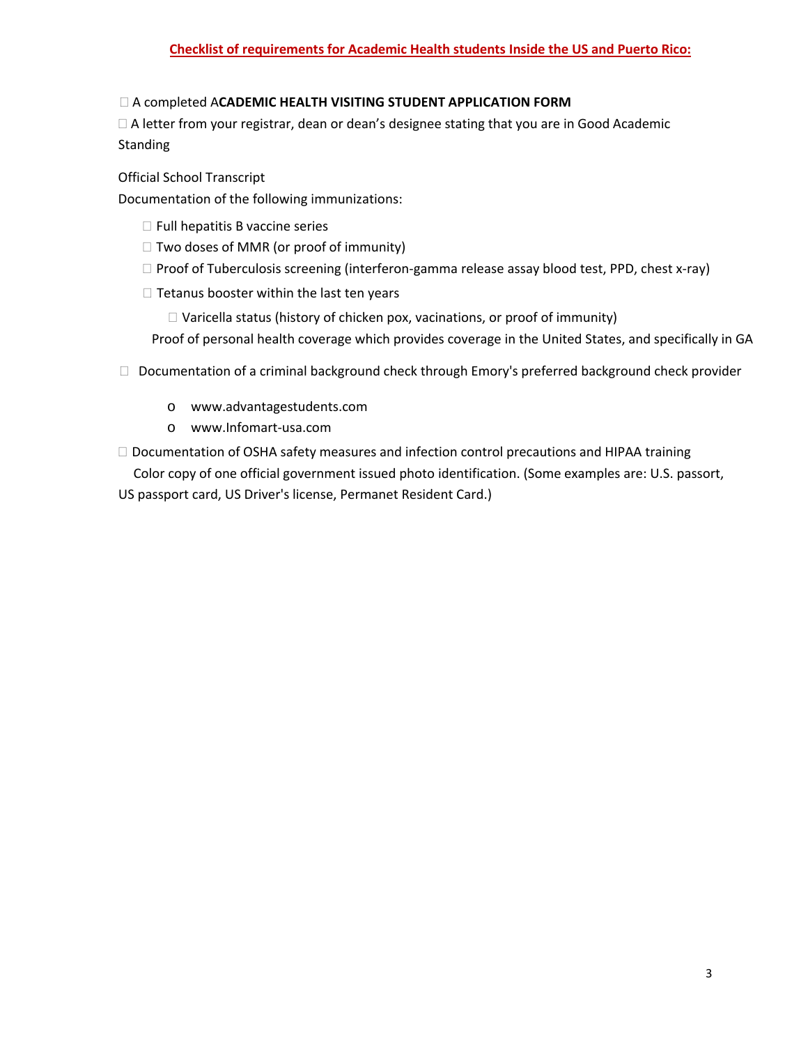**Checklist of requirements for Academic Health students Inside the US and Puerto Rico:**

- ☐ A completed A**CADEMIC HEALTH VISITING STUDENT APPLICATION FORM**
- ☐ A letter from your registrar, dean or dean's designee stating that you are in Good Academic Standing

Official School Transcript

Documentation of the following immunizations:

- ☐ Full hepatitis B vaccine series
- ☐ Two doses of MMR (or proof of immunity)
- ☐ Proof of Tuberculosis screening (interferon-gamma release assay blood test, PPD, chest x-ray)
- ☐ Tetanus booster within the last ten years
    - ☐ Varicella status (history of chicken pox, vacinations, or proof of immunity)

Proof of personal health coverage which provides coverage in the United States, and specifically in GA

- ☐ Documentation of a criminal background check through Emory's preferred background check provider
    - o www.advantagestudents.com
    - o www.Infomart-usa.com
- ☐ Documentation of OSHA safety measures and infection control precautions and HIPAA training

Color copy of one official government issued photo identification. (Some examples are: U.S. passort, US passport card, US Driver's license, Permanet Resident Card.)